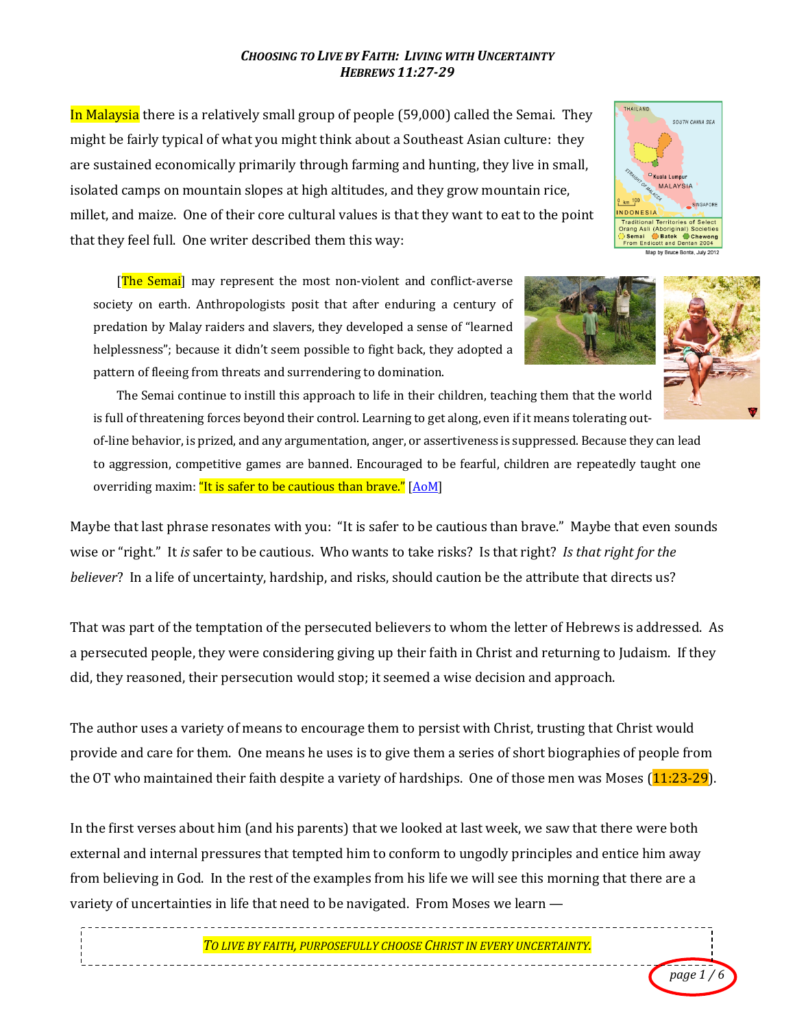# *CHOOSING TO LIVE BY FAITH: LIVING WITH UNCERTAINTY*
## *HEBREWS 11:27-29*

In Malaysia there is a relatively small group of people (59,000) called the Semai. They might be fairly typical of what you might think about a Southeast Asian culture: they are sustained economically primarily through farming and hunting, they live in small, isolated camps on mountain slopes at high altitudes, and they grow mountain rice, millet, and maize. One of their core cultural values is that they want to eat to the point that they feel full. One writer described them this way:

> [The Semai] may represent the most non-violent and conflict-averse society on earth. Anthropologists posit that after enduring a century of predation by Malay raiders and slavers, they developed a sense of "learned helplessness"; because it didn't seem possible to fight back, they adopted a pattern of fleeing from threats and surrendering to domination.
>
> The Semai continue to instill this approach to life in their children, teaching them that the world is full of threatening forces beyond their control. Learning to get along, even if it means tolerating out-of-line behavior, is prized, and any argumentation, anger, or assertiveness is suppressed. Because they can lead to aggression, competitive games are banned. Encouraged to be fearful, children are repeatedly taught one overriding maxim: "It is safer to be cautious than brave." [AoM]

Maybe that last phrase resonates with you: "It is safer to be cautious than brave." Maybe that even sounds wise or "right." It *is* safer to be cautious. Who wants to take risks? Is that right? *Is that right for the believer*? In a life of uncertainty, hardship, and risks, should caution be the attribute that directs us?

That was part of the temptation of the persecuted believers to whom the letter of Hebrews is addressed. As a persecuted people, they were considering giving up their faith in Christ and returning to Judaism. If they did, they reasoned, their persecution would stop; it seemed a wise decision and approach.

The author uses a variety of means to encourage them to persist with Christ, trusting that Christ would provide and care for them. One means he uses is to give them a series of short biographies of people from the OT who maintained their faith despite a variety of hardships. One of those men was Moses (11:23-29).

In the first verses about him (and his parents) that we looked at last week, we saw that there were both external and internal pressures that tempted him to conform to ungodly principles and entice him away from believing in God. In the rest of the examples from his life we will see this morning that there are a variety of uncertainties in life that need to be navigated. From Moses we learn —

*TO LIVE BY FAITH, PURPOSEFULLY CHOOSE CHRIST IN EVERY UNCERTAINTY.*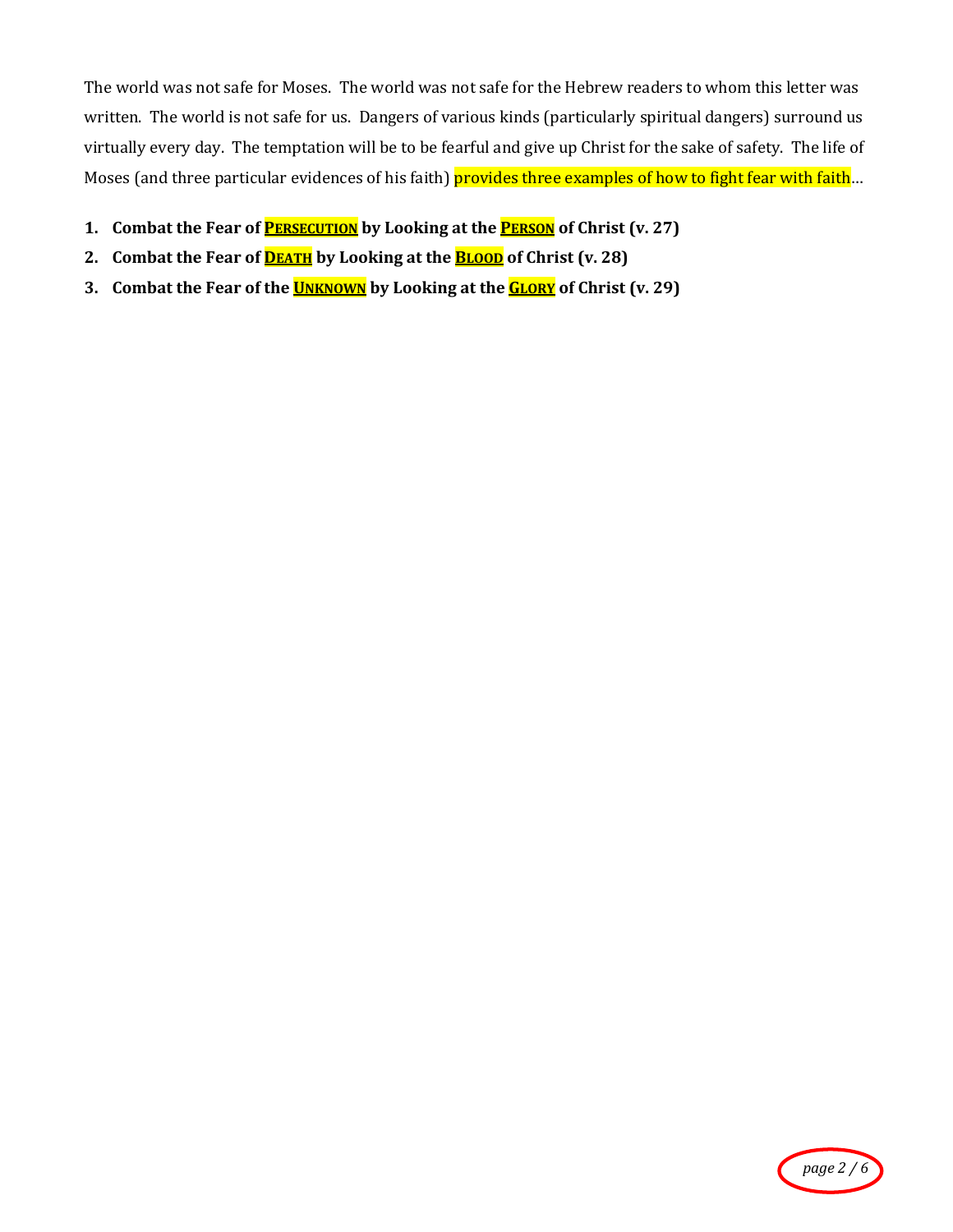The world was not safe for Moses. The world was not safe for the Hebrew readers to whom this letter was written. The world is not safe for us. Dangers of various kinds (particularly spiritual dangers) surround us virtually every day. The temptation will be to be fearful and give up Christ for the sake of safety. The life of Moses (and three particular evidences of his faith) provides three examples of how to fight fear with faith…

1. **Combat the Fear of PERSECUTION by Looking at the PERSON of Christ (v. 27)**
2. **Combat the Fear of DEATH by Looking at the BLOOD of Christ (v. 28)**
3. **Combat the Fear of the UNKNOWN by Looking at the GLORY of Christ (v. 29)**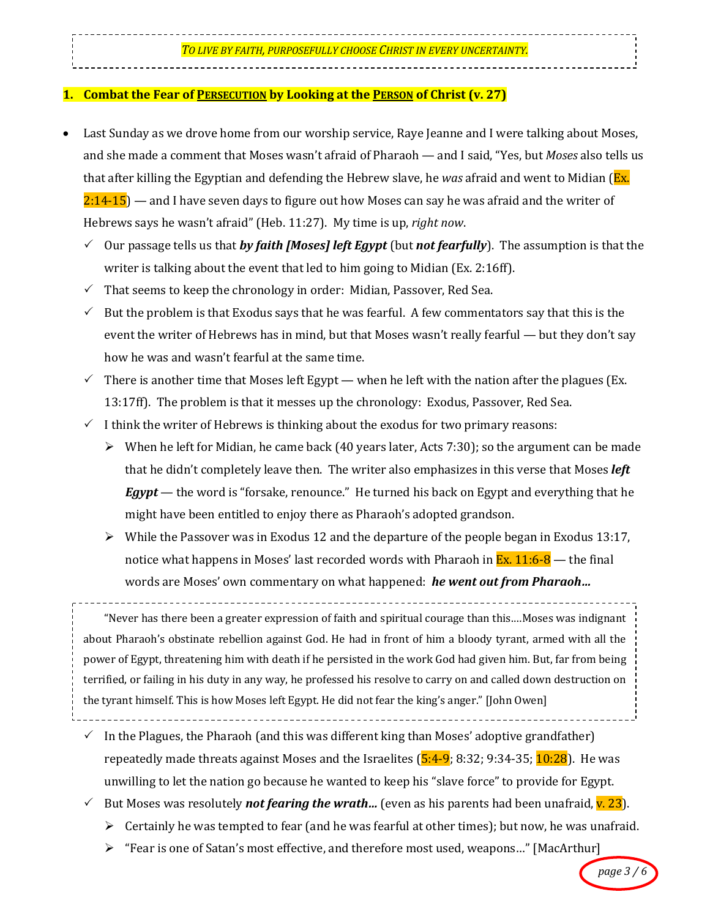*TO LIVE BY FAITH, PURPOSEFULLY CHOOSE CHRIST IN EVERY UNCERTAINTY.*

## 1. Combat the Fear of PERSECUTION by Looking at the PERSON of Christ (v. 27)

- Last Sunday as we drove home from our worship service, Raye Jeanne and I were talking about Moses, and she made a comment that Moses wasn't afraid of Pharaoh — and I said, "Yes, but *Moses* also tells us that after killing the Egyptian and defending the Hebrew slave, he *was* afraid and went to Midian (Ex. 2:14-15) — and I have seven days to figure out how Moses can say he was afraid and the writer of Hebrews says he wasn't afraid" (Heb. 11:27). My time is up, *right now*.
  - ✓ Our passage tells us that ***by faith [Moses] left Egypt*** (but ***not fearfully***). The assumption is that the writer is talking about the event that led to him going to Midian (Ex. 2:16ff).
  - ✓ That seems to keep the chronology in order: Midian, Passover, Red Sea.
  - ✓ But the problem is that Exodus says that he was fearful. A few commentators say that this is the event the writer of Hebrews has in mind, but that Moses wasn't really fearful — but they don't say how he was and wasn't fearful at the same time.
  - ✓ There is another time that Moses left Egypt — when he left with the nation after the plagues (Ex. 13:17ff). The problem is that it messes up the chronology: Exodus, Passover, Red Sea.
  - ✓ I think the writer of Hebrews is thinking about the exodus for two primary reasons:
    - ➢ When he left for Midian, he came back (40 years later, Acts 7:30); so the argument can be made that he didn't completely leave then. The writer also emphasizes in this verse that Moses ***left Egypt*** — the word is "forsake, renounce." He turned his back on Egypt and everything that he might have been entitled to enjoy there as Pharaoh's adopted grandson.
    - ➢ While the Passover was in Exodus 12 and the departure of the people began in Exodus 13:17, notice what happens in Moses' last recorded words with Pharaoh in Ex. 11:6-8 — the final words are Moses' own commentary on what happened: ***he went out from Pharaoh…***

> "Never has there been a greater expression of faith and spiritual courage than this….Moses was indignant about Pharaoh's obstinate rebellion against God. He had in front of him a bloody tyrant, armed with all the power of Egypt, threatening him with death if he persisted in the work God had given him. But, far from being terrified, or failing in his duty in any way, he professed his resolve to carry on and called down destruction on the tyrant himself. This is how Moses left Egypt. He did not fear the king's anger." [John Owen]

  - ✓ In the Plagues, the Pharaoh (and this was different king than Moses' adoptive grandfather) repeatedly made threats against Moses and the Israelites (5:4-9; 8:32; 9:34-35; 10:28). He was unwilling to let the nation go because he wanted to keep his "slave force" to provide for Egypt.
  - ✓ But Moses was resolutely ***not fearing the wrath…*** (even as his parents had been unafraid, v. 23).
    - ➢ Certainly he was tempted to fear (and he was fearful at other times); but now, he was unafraid.
    - ➢ "Fear is one of Satan's most effective, and therefore most used, weapons…" [MacArthur]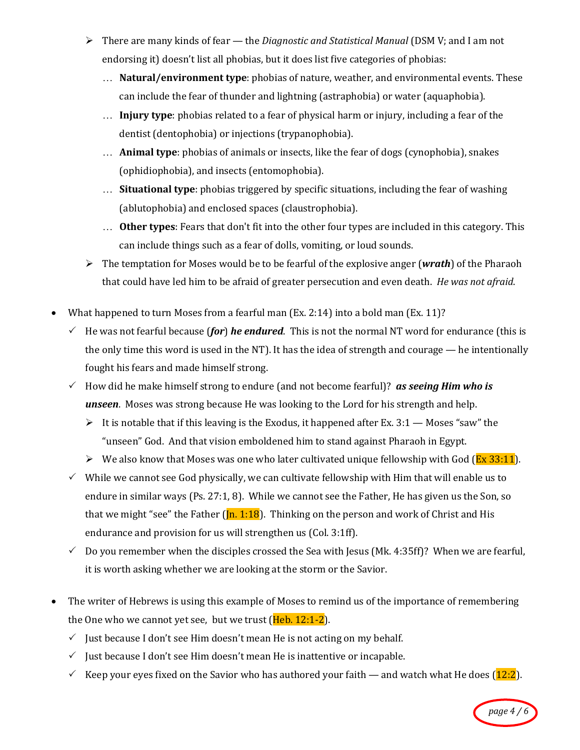- There are many kinds of fear — the *Diagnostic and Statistical Manual* (DSM V; and I am not endorsing it) doesn't list all phobias, but it does list five categories of phobias:
  - **Natural/environment type**: phobias of nature, weather, and environmental events. These can include the fear of thunder and lightning (astraphobia) or water (aquaphobia).
  - **Injury type**: phobias related to a fear of physical harm or injury, including a fear of the dentist (dentophobia) or injections (trypanophobia).
  - **Animal type**: phobias of animals or insects, like the fear of dogs (cynophobia), snakes (ophidiophobia), and insects (entomophobia).
  - **Situational type**: phobias triggered by specific situations, including the fear of washing (ablutophobia) and enclosed spaces (claustrophobia).
  - **Other types**: Fears that don't fit into the other four types are included in this category. This can include things such as a fear of dolls, vomiting, or loud sounds.
- The temptation for Moses would be to be fearful of the explosive anger (***wrath***) of the Pharaoh that could have led him to be afraid of greater persecution and even death. *He was not afraid*.

- What happened to turn Moses from a fearful man (Ex. 2:14) into a bold man (Ex. 11)?
  - He was not fearful because (***for***) ***he endured***. This is not the normal NT word for endurance (this is the only time this word is used in the NT). It has the idea of strength and courage — he intentionally fought his fears and made himself strong.
  - How did he make himself strong to endure (and not become fearful)? ***as seeing Him who is unseen***. Moses was strong because He was looking to the Lord for his strength and help.
    - It is notable that if this leaving is the Exodus, it happened after Ex. 3:1 — Moses "saw" the "unseen" God. And that vision emboldened him to stand against Pharaoh in Egypt.
    - We also know that Moses was one who later cultivated unique fellowship with God (Ex 33:11).
  - While we cannot see God physically, we can cultivate fellowship with Him that will enable us to endure in similar ways (Ps. 27:1, 8). While we cannot see the Father, He has given us the Son, so that we might "see" the Father (Jn. 1:18). Thinking on the person and work of Christ and His endurance and provision for us will strengthen us (Col. 3:1ff).
  - Do you remember when the disciples crossed the Sea with Jesus (Mk. 4:35ff)? When we are fearful, it is worth asking whether we are looking at the storm or the Savior.

- The writer of Hebrews is using this example of Moses to remind us of the importance of remembering the One who we cannot yet see, but we trust (Heb. 12:1-2).
  - Just because I don't see Him doesn't mean He is not acting on my behalf.
  - Just because I don't see Him doesn't mean He is inattentive or incapable.
  - Keep your eyes fixed on the Savior who has authored your faith — and watch what He does (12:2).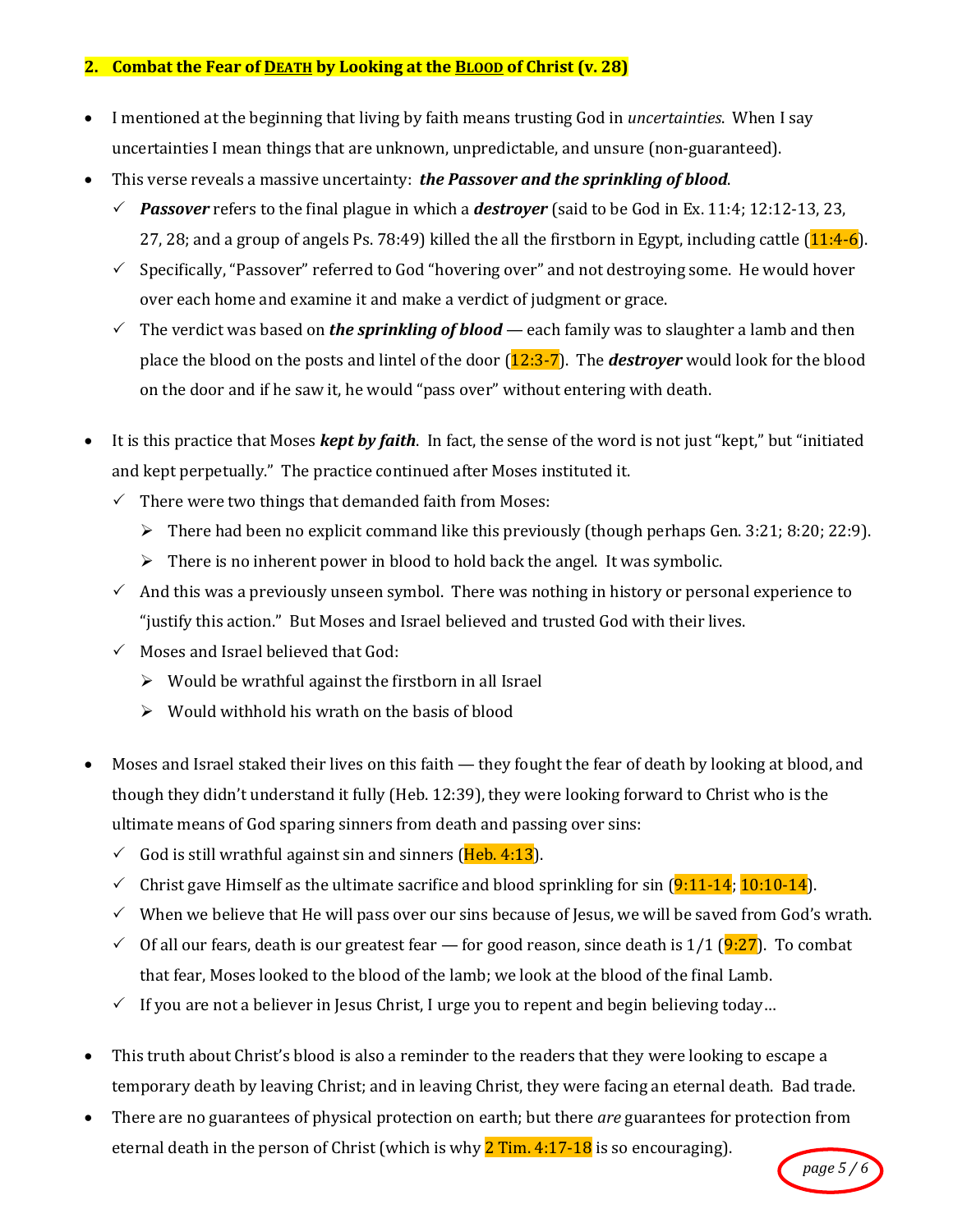## 2. Combat the Fear of DEATH by Looking at the BLOOD of Christ (v. 28)

- I mentioned at the beginning that living by faith means trusting God in *uncertainties*. When I say uncertainties I mean things that are unknown, unpredictable, and unsure (non-guaranteed).
- This verse reveals a massive uncertainty: ***the Passover and the sprinkling of blood***.
  - ***Passover*** refers to the final plague in which a ***destroyer*** (said to be God in Ex. 11:4; 12:12-13, 23, 27, 28; and a group of angels Ps. 78:49) killed the all the firstborn in Egypt, including cattle (11:4-6).
  - Specifically, "Passover" referred to God "hovering over" and not destroying some. He would hover over each home and examine it and make a verdict of judgment or grace.
  - The verdict was based on ***the sprinkling of blood*** — each family was to slaughter a lamb and then place the blood on the posts and lintel of the door (12:3-7). The ***destroyer*** would look for the blood on the door and if he saw it, he would "pass over" without entering with death.

- It is this practice that Moses ***kept by faith***. In fact, the sense of the word is not just "kept," but "initiated and kept perpetually." The practice continued after Moses instituted it.
  - There were two things that demanded faith from Moses:
    - There had been no explicit command like this previously (though perhaps Gen. 3:21; 8:20; 22:9).
    - There is no inherent power in blood to hold back the angel. It was symbolic.
  - And this was a previously unseen symbol. There was nothing in history or personal experience to "justify this action." But Moses and Israel believed and trusted God with their lives.
  - Moses and Israel believed that God:
    - Would be wrathful against the firstborn in all Israel
    - Would withhold his wrath on the basis of blood

- Moses and Israel staked their lives on this faith — they fought the fear of death by looking at blood, and though they didn't understand it fully (Heb. 12:39), they were looking forward to Christ who is the ultimate means of God sparing sinners from death and passing over sins:
  - God is still wrathful against sin and sinners (Heb. 4:13).
  - Christ gave Himself as the ultimate sacrifice and blood sprinkling for sin (9:11-14; 10:10-14).
  - When we believe that He will pass over our sins because of Jesus, we will be saved from God's wrath.
  - Of all our fears, death is our greatest fear — for good reason, since death is 1/1 (9:27). To combat that fear, Moses looked to the blood of the lamb; we look at the blood of the final Lamb.
  - If you are not a believer in Jesus Christ, I urge you to repent and begin believing today…

- This truth about Christ's blood is also a reminder to the readers that they were looking to escape a temporary death by leaving Christ; and in leaving Christ, they were facing an eternal death. Bad trade.
- There are no guarantees of physical protection on earth; but there *are* guarantees for protection from eternal death in the person of Christ (which is why 2 Tim. 4:17-18 is so encouraging).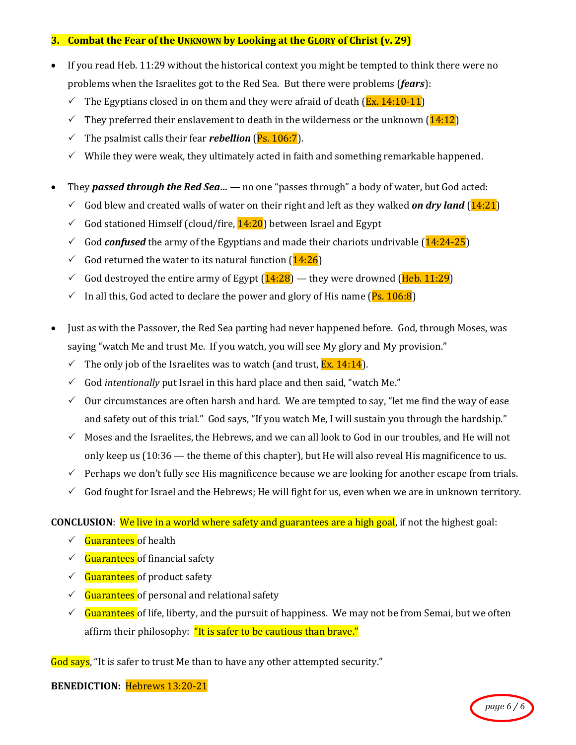### 3. Combat the Fear of the UNKNOWN by Looking at the GLORY of Christ (v. 29)

- If you read Heb. 11:29 without the historical context you might be tempted to think there were no problems when the Israelites got to the Red Sea. But there were problems (***fears***):
  - ✓ The Egyptians closed in on them and they were afraid of death (Ex. 14:10-11)
  - ✓ They preferred their enslavement to death in the wilderness or the unknown (14:12)
  - ✓ The psalmist calls their fear ***rebellion*** (Ps. 106:7).
  - ✓ While they were weak, they ultimately acted in faith and something remarkable happened.

- They ***passed through the Red Sea…*** — no one "passes through" a body of water, but God acted:
  - ✓ God blew and created walls of water on their right and left as they walked ***on dry land*** (14:21)
  - ✓ God stationed Himself (cloud/fire, 14:20) between Israel and Egypt
  - ✓ God ***confused*** the army of the Egyptians and made their chariots undrivable (14:24-25)
  - ✓ God returned the water to its natural function (14:26)
  - ✓ God destroyed the entire army of Egypt (14:28) — they were drowned (Heb. 11:29)
  - ✓ In all this, God acted to declare the power and glory of His name (Ps. 106:8)

- Just as with the Passover, the Red Sea parting had never happened before. God, through Moses, was saying "watch Me and trust Me. If you watch, you will see My glory and My provision."
  - ✓ The only job of the Israelites was to watch (and trust, Ex. 14:14).
  - ✓ God *intentionally* put Israel in this hard place and then said, "watch Me."
  - ✓ Our circumstances are often harsh and hard. We are tempted to say, "let me find the way of ease and safety out of this trial." God says, "If you watch Me, I will sustain you through the hardship."
  - ✓ Moses and the Israelites, the Hebrews, and we can all look to God in our troubles, and He will not only keep us (10:36 — the theme of this chapter), but He will also reveal His magnificence to us.
  - ✓ Perhaps we don't fully see His magnificence because we are looking for another escape from trials.
  - ✓ God fought for Israel and the Hebrews; He will fight for us, even when we are in unknown territory.

**CONCLUSION**: We live in a world where safety and guarantees are a high goal, if not the highest goal:

- ✓ Guarantees of health
- ✓ Guarantees of financial safety
- ✓ Guarantees of product safety
- ✓ Guarantees of personal and relational safety
- ✓ Guarantees of life, liberty, and the pursuit of happiness. We may not be from Semai, but we often affirm their philosophy: "It is safer to be cautious than brave."

God says, "It is safer to trust Me than to have any other attempted security."

**BENEDICTION:** Hebrews 13:20-21